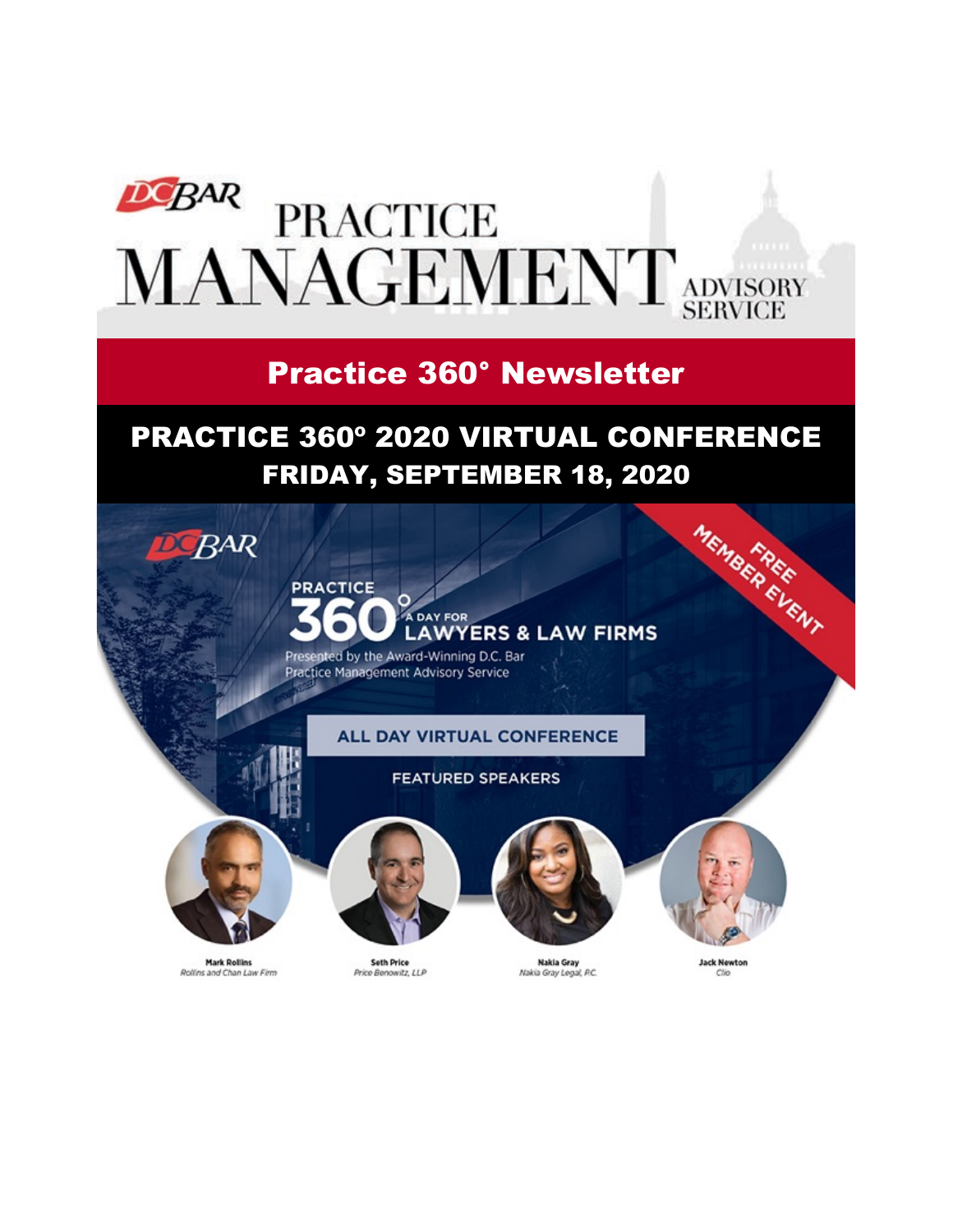# DC BAR PRACTICE MANAGEMENT ADVISORY SERVICE

## Practice 360° Newsletter

## PRACTICE 360º 2020 VIRTUAL CONFERENCE
## FRIDAY, SEPTEMBER 18, 2020

DC BAR

FREE MEMBER EVENT

PRACTICE 360° A DAY FOR LAWYERS & LAW FIRMS

Presented by the Award-Winning D.C. Bar Practice Management Advisory Service

ALL DAY VIRTUAL CONFERENCE

FEATURED SPEAKERS

**Mark Rollins**
*Rollins and Chan Law Firm*

**Seth Price**
*Price Benowitz, LLP*

**Nakia Gray**
*Nakia Gray Legal, P.C.*

**Jack Newton**
*Clio*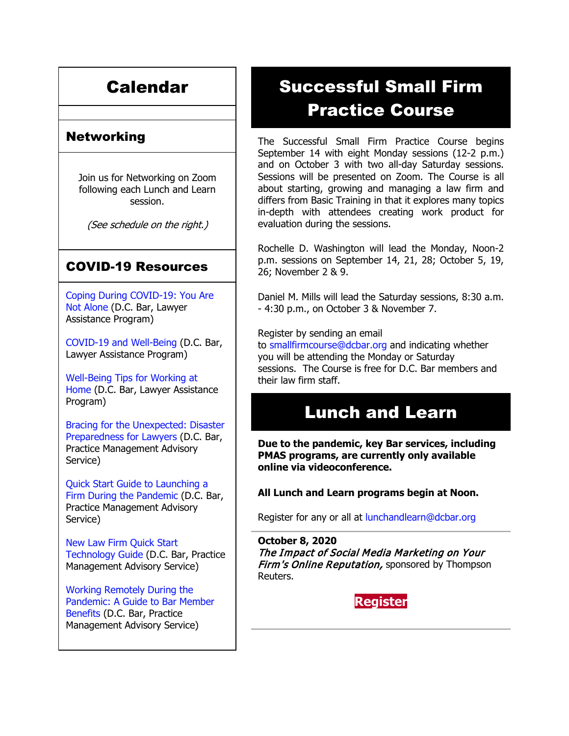# Calendar

## Networking

Join us for Networking on Zoom following each Lunch and Learn session.

*(See schedule on the right.)*

## COVID-19 Resources

Coping During COVID-19: You Are Not Alone (D.C. Bar, Lawyer Assistance Program)

COVID-19 and Well-Being (D.C. Bar, Lawyer Assistance Program)

Well-Being Tips for Working at Home (D.C. Bar, Lawyer Assistance Program)

Bracing for the Unexpected: Disaster Preparedness for Lawyers (D.C. Bar, Practice Management Advisory Service)

Quick Start Guide to Launching a Firm During the Pandemic (D.C. Bar, Practice Management Advisory Service)

New Law Firm Quick Start Technology Guide (D.C. Bar, Practice Management Advisory Service)

Working Remotely During the Pandemic: A Guide to Bar Member Benefits (D.C. Bar, Practice Management Advisory Service)

# Successful Small Firm Practice Course

The Successful Small Firm Practice Course begins September 14 with eight Monday sessions (12-2 p.m.) and on October 3 with two all-day Saturday sessions. Sessions will be presented on Zoom. The Course is all about starting, growing and managing a law firm and differs from Basic Training in that it explores many topics in-depth with attendees creating work product for evaluation during the sessions.

Rochelle D. Washington will lead the Monday, Noon-2 p.m. sessions on September 14, 21, 28; October 5, 19, 26; November 2 & 9.

Daniel M. Mills will lead the Saturday sessions, 8:30 a.m. - 4:30 p.m., on October 3 & November 7.

Register by sending an email to smallfirmcourse@dcbar.org and indicating whether you will be attending the Monday or Saturday sessions. The Course is free for D.C. Bar members and their law firm staff.

# Lunch and Learn

**Due to the pandemic, key Bar services, including PMAS programs, are currently only available online via videoconference.**

**All Lunch and Learn programs begin at Noon.**

Register for any or all at lunchandlearn@dcbar.org

---

**October 8, 2020**
***The Impact of Social Media Marketing on Your Firm's Online Reputation,*** sponsored by Thompson Reuters.

**Register**

---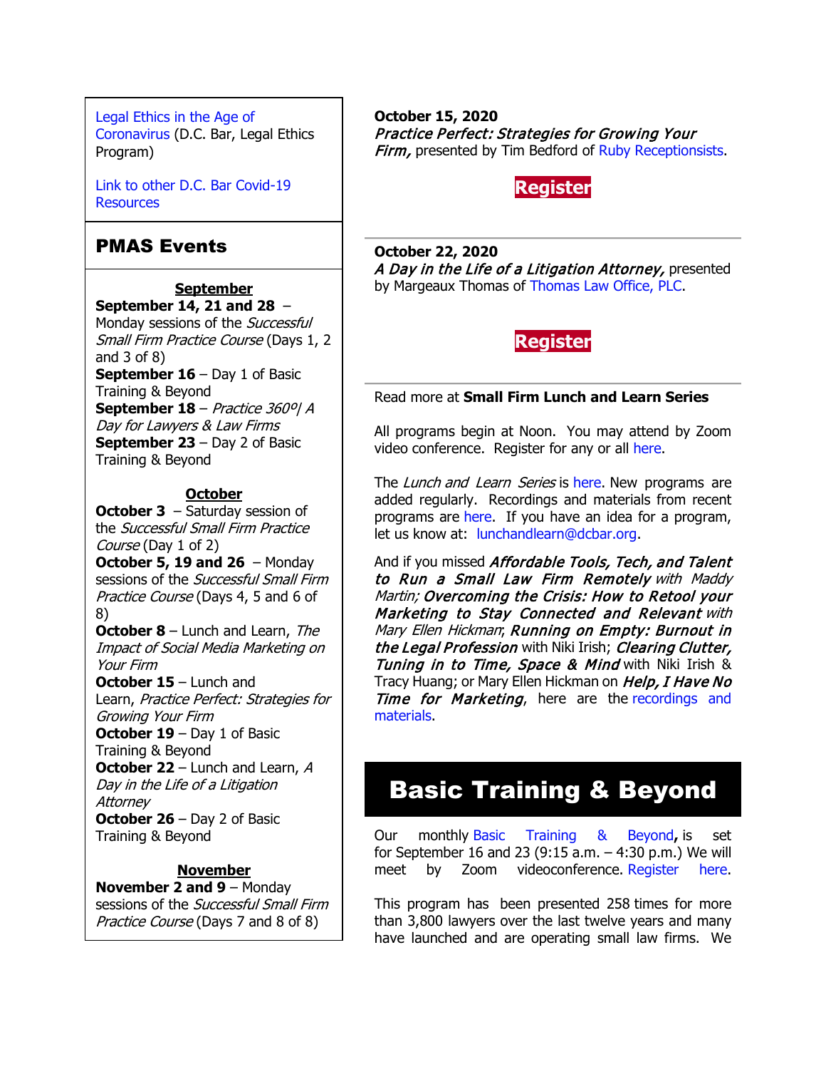Legal Ethics in the Age of Coronavirus (D.C. Bar, Legal Ethics Program)

Link to other D.C. Bar Covid-19 Resources

## PMAS Events

**September**

**September 14, 21 and 28** – Monday sessions of the *Successful Small Firm Practice Course* (Days 1, 2 and 3 of 8)
**September 16** – Day 1 of Basic Training & Beyond
**September 18** – *Practice 360º| A Day for Lawyers & Law Firms*
**September 23** – Day 2 of Basic Training & Beyond

**October**

**October 3** – Saturday session of the *Successful Small Firm Practice Course* (Day 1 of 2)
**October 5, 19 and 26** – Monday sessions of the *Successful Small Firm Practice Course* (Days 4, 5 and 6 of 8)
**October 8** – Lunch and Learn, *The Impact of Social Media Marketing on Your Firm*
**October 15** – Lunch and Learn, *Practice Perfect: Strategies for Growing Your Firm*
**October 19** – Day 1 of Basic Training & Beyond
**October 22** – Lunch and Learn, *A Day in the Life of a Litigation Attorney*
**October 26** – Day 2 of Basic Training & Beyond

**November**

**November 2 and 9** – Monday sessions of the *Successful Small Firm Practice Course* (Days 7 and 8 of 8)

**October 15, 2020**
***Practice Perfect: Strategies for Growing Your Firm,*** presented by Tim Bedford of Ruby Receptionsists.

**Register**

**October 22, 2020**
***A Day in the Life of a Litigation Attorney,*** presented by Margeaux Thomas of Thomas Law Office, PLC.

**Register**

Read more at **Small Firm Lunch and Learn Series**

All programs begin at Noon. You may attend by Zoom video conference. Register for any or all here.

The *Lunch and Learn Series* is here. New programs are added regularly. Recordings and materials from recent programs are here. If you have an idea for a program, let us know at: lunchandlearn@dcbar.org.

And if you missed ***Affordable Tools, Tech, and Talent to Run a Small Law Firm Remotely*** *with Maddy Martin;* ***Overcoming the Crisis: How to Retool your Marketing to Stay Connected and Relevant*** *with Mary Ellen Hickman*; ***Running on Empty: Burnout in the Legal Profession*** with Niki Irish; ***Clearing Clutter, Tuning in to Time, Space & Mind*** with Niki Irish & Tracy Huang; or Mary Ellen Hickman on ***Help, I Have No Time for Marketing***, here are the recordings and materials.

## Basic Training & Beyond

Our monthly Basic Training & Beyond**,** is set for September 16 and 23 (9:15 a.m. – 4:30 p.m.) We will meet by Zoom videoconference. Register here.

This program has been presented 258 times for more than 3,800 lawyers over the last twelve years and many have launched and are operating small law firms. We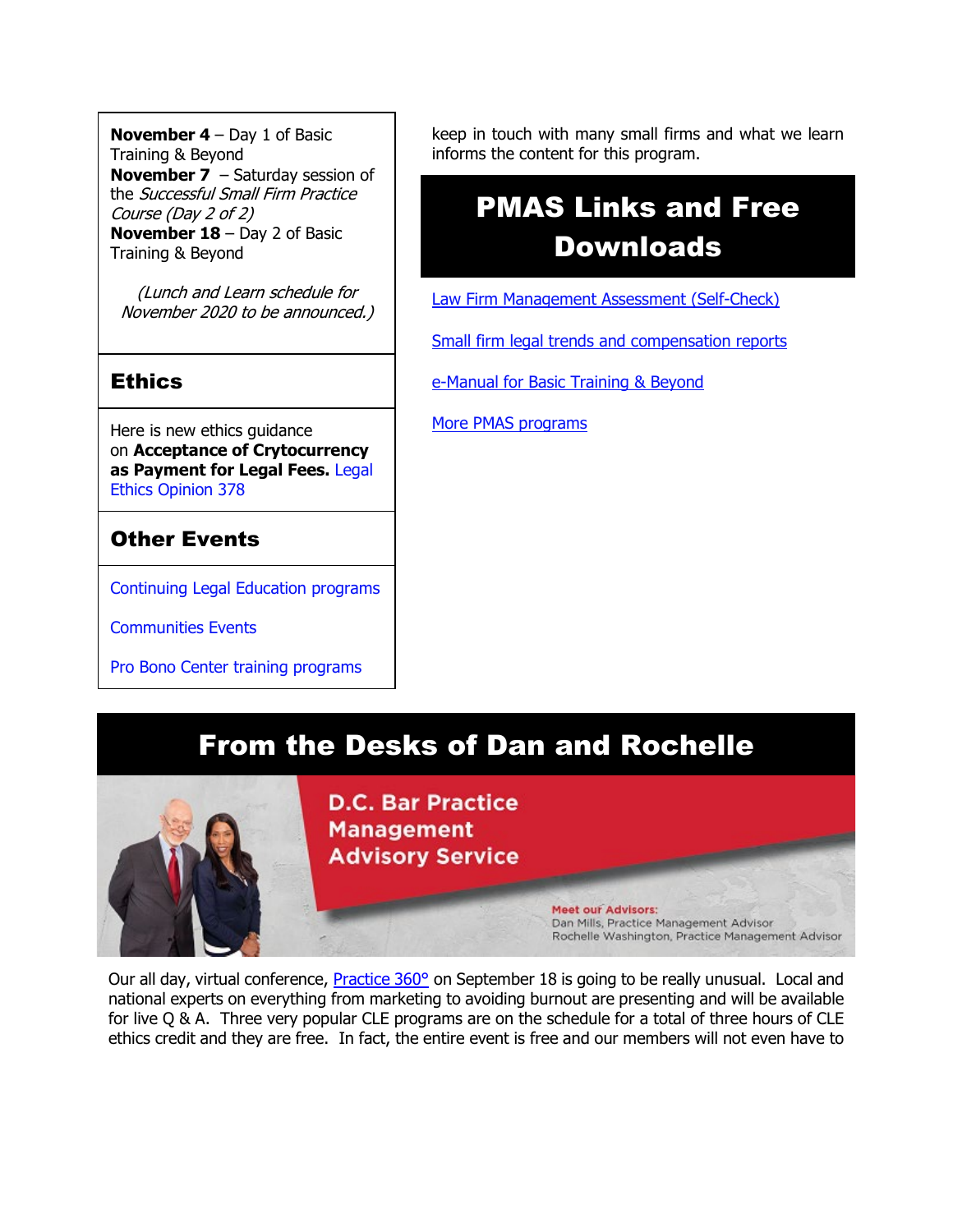**November 4** – Day 1 of Basic Training & Beyond
**November 7** – Saturday session of the *Successful Small Firm Practice Course (Day 2 of 2)*
**November 18** – Day 2 of Basic Training & Beyond

*(Lunch and Learn schedule for November 2020 to be announced.)*

## Ethics

Here is new ethics guidance on **Acceptance of Crytocurrency as Payment for Legal Fees.** Legal Ethics Opinion 378

## Other Events

Continuing Legal Education programs

Communities Events

Pro Bono Center training programs

keep in touch with many small firms and what we learn informs the content for this program.

## PMAS Links and Free Downloads

Law Firm Management Assessment (Self-Check)

Small firm legal trends and compensation reports

e-Manual for Basic Training & Beyond

More PMAS programs

## From the Desks of Dan and Rochelle

D.C. Bar Practice Management Advisory Service

Meet our Advisors:
Dan Mills, Practice Management Advisor
Rochelle Washington, Practice Management Advisor

Our all day, virtual conference, Practice 360° on September 18 is going to be really unusual. Local and national experts on everything from marketing to avoiding burnout are presenting and will be available for live Q & A. Three very popular CLE programs are on the schedule for a total of three hours of CLE ethics credit and they are free. In fact, the entire event is free and our members will not even have to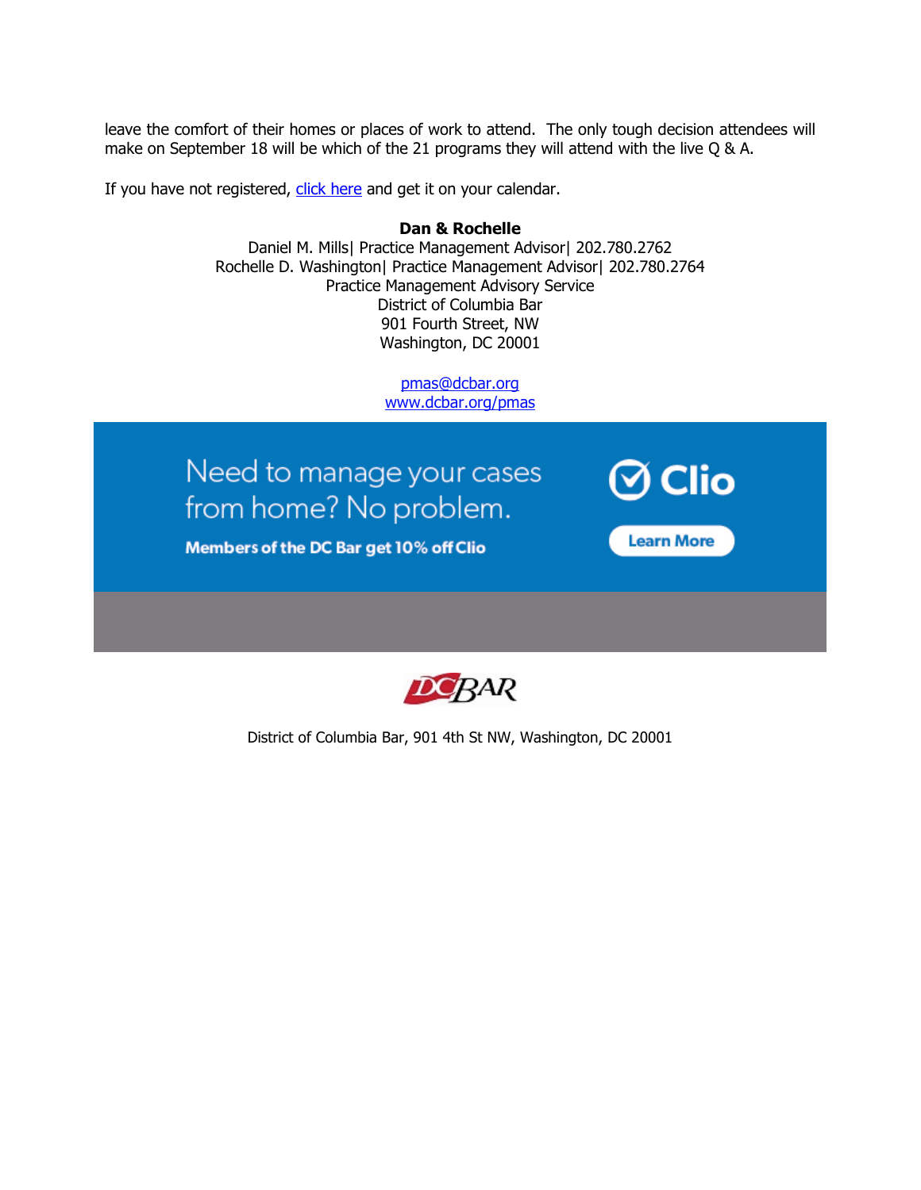leave the comfort of their homes or places of work to attend. The only tough decision attendees will make on September 18 will be which of the 21 programs they will attend with the live Q & A.

If you have not registered, click here and get it on your calendar.

**Dan & Rochelle**
Daniel M. Mills| Practice Management Advisor| 202.780.2762
Rochelle D. Washington| Practice Management Advisor| 202.780.2764
Practice Management Advisory Service
District of Columbia Bar
901 Fourth Street, NW
Washington, DC 20001

pmas@dcbar.org
www.dcbar.org/pmas

Need to manage your cases from home? No problem.

**Members of the DC Bar get 10% off Clio**

Clio

Learn More

DC BAR

District of Columbia Bar, 901 4th St NW, Washington, DC 20001